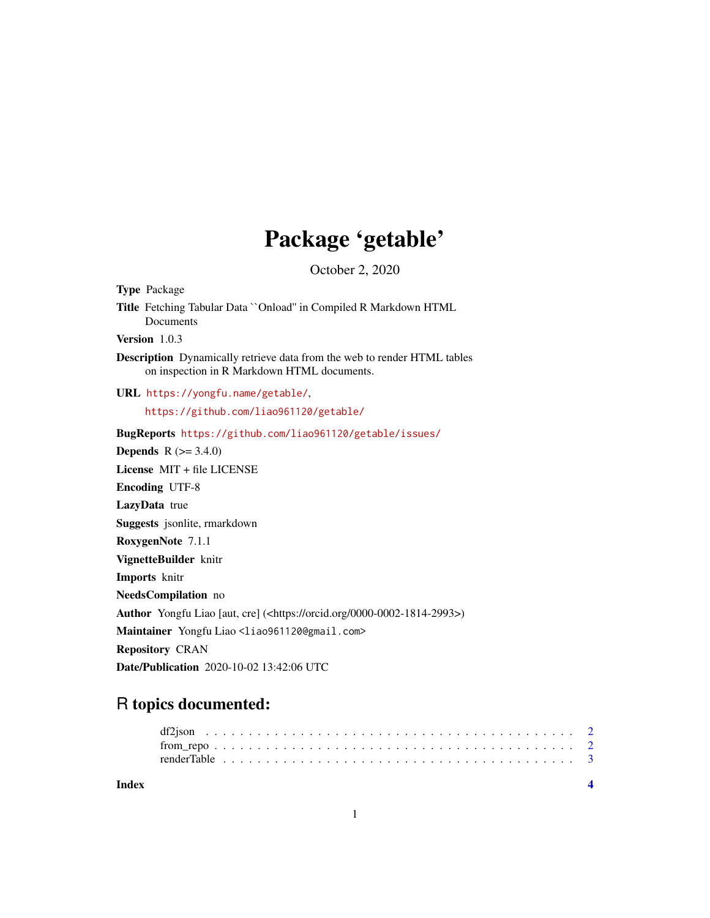# Package 'getable'

October 2, 2020

**Type** Package

**Title** Fetching Tabular Data ``Onload'' in Compiled R Markdown HTML Documents

**Version** 1.0.3

**Description** Dynamically retrieve data from the web to render HTML tables on inspection in R Markdown HTML documents.

**URL** https://yongfu.name/getable/, https://github.com/liao961120/getable/

**BugReports** https://github.com/liao961120/getable/issues/

**Depends** R (>= 3.4.0)

**License** MIT + file LICENSE

**Encoding** UTF-8

**LazyData** true

**Suggests** jsonlite, rmarkdown

**RoxygenNote** 7.1.1

**VignetteBuilder** knitr

**Imports** knitr

**NeedsCompilation** no

**Author** Yongfu Liao [aut, cre] (<https://orcid.org/0000-0002-1814-2993>)

**Maintainer** Yongfu Liao <liao961120@gmail.com>

**Repository** CRAN

**Date/Publication** 2020-10-02 13:42:06 UTC

## R topics documented:

- df2json . . . . . . . . . . . . . . . . . . . . . . . . . . . . . . . . . . . . . . . . 2
- from_repo . . . . . . . . . . . . . . . . . . . . . . . . . . . . . . . . . . . . . . . 2
- renderTable . . . . . . . . . . . . . . . . . . . . . . . . . . . . . . . . . . . . . . 3

**Index** 4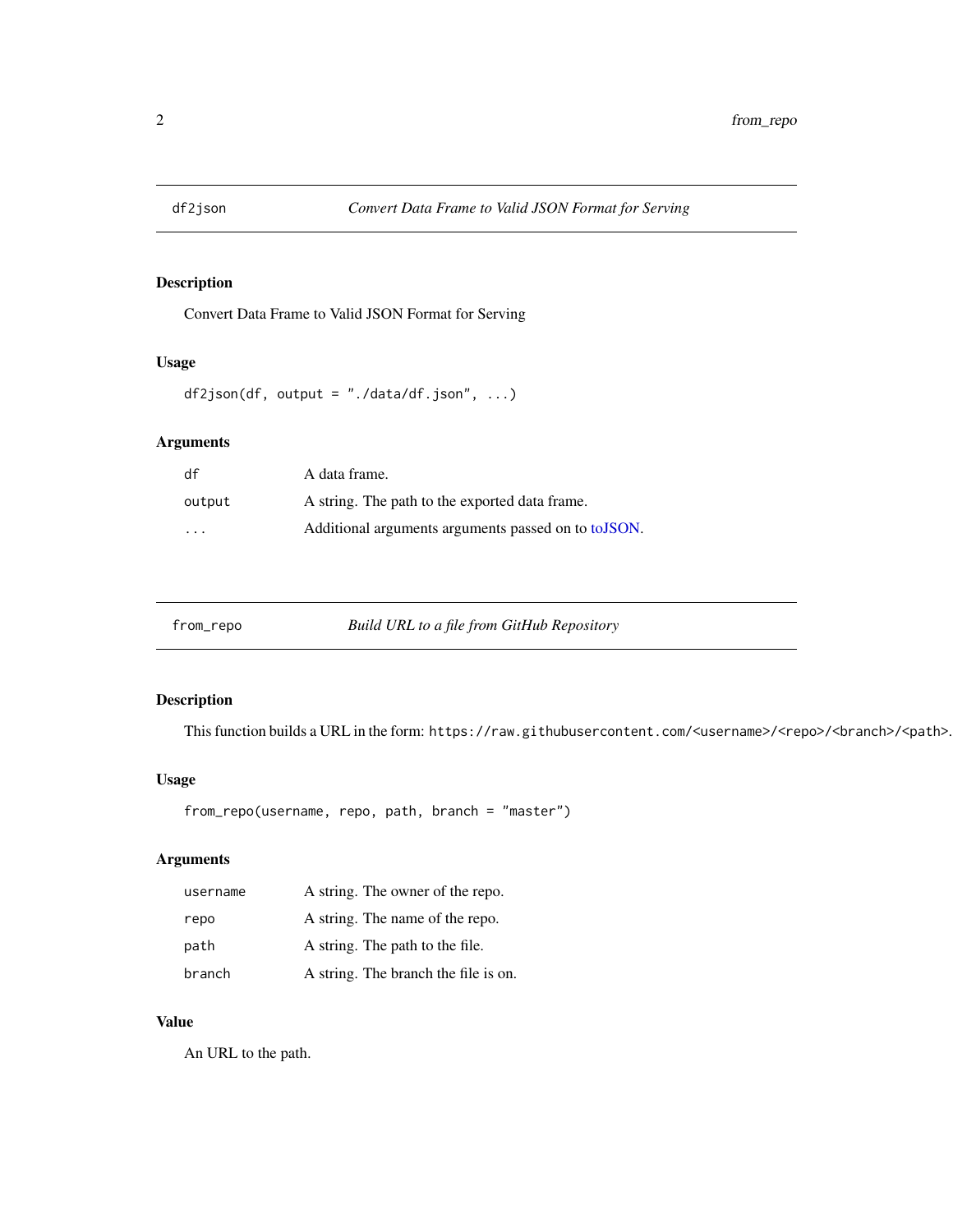## df2json — *Convert Data Frame to Valid JSON Format for Serving*

### Description

Convert Data Frame to Valid JSON Format for Serving

### Usage

```
df2json(df, output = "./data/df.json", ...)
```

### Arguments

| | |
|---|---|
| `df` | A data frame. |
| `output` | A string. The path to the exported data frame. |
| `...` | Additional arguments arguments passed on to toJSON. |

## from_repo — *Build URL to a file from GitHub Repository*

### Description

This function builds a URL in the form: `https://raw.githubusercontent.com/<username>/<repo>/<branch>/<path>`.

### Usage

```
from_repo(username, repo, path, branch = "master")
```

### Arguments

| | |
|---|---|
| `username` | A string. The owner of the repo. |
| `repo` | A string. The name of the repo. |
| `path` | A string. The path to the file. |
| `branch` | A string. The branch the file is on. |

### Value

An URL to the path.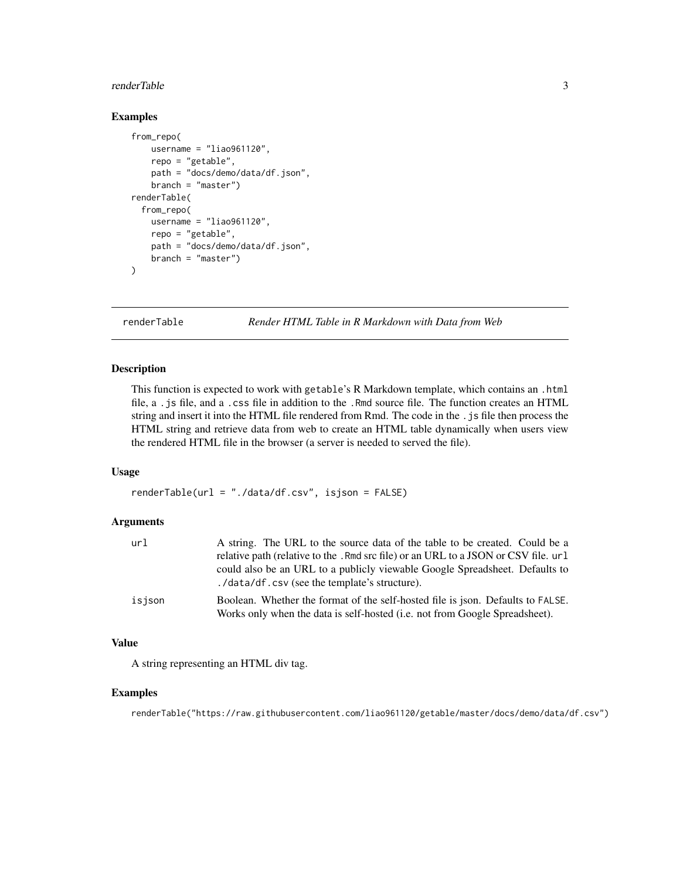## Examples

```
from_repo(
    username = "liao961120",
    repo = "getable",
    path = "docs/demo/data/df.json",
    branch = "master")
renderTable(
  from_repo(
    username = "liao961120",
    repo = "getable",
    path = "docs/demo/data/df.json",
    branch = "master")
)
```

---

# renderTable — *Render HTML Table in R Markdown with Data from Web*

---

## Description

This function is expected to work with `getable`'s R Markdown template, which contains an `.html` file, a `.js` file, and a `.css` file in addition to the `.Rmd` source file. The function creates an HTML string and insert it into the HTML file rendered from Rmd. The code in the `.js` file then process the HTML string and retrieve data from web to create an HTML table dynamically when users view the rendered HTML file in the browser (a server is needed to served the file).

## Usage

```
renderTable(url = "./data/df.csv", isjson = FALSE)
```

## Arguments

| | |
|---|---|
| `url` | A string. The URL to the source data of the table to be created. Could be a relative path (relative to the `.Rmd` src file) or an URL to a JSON or CSV file. `url` could also be an URL to a publicly viewable Google Spreadsheet. Defaults to `./data/df.csv` (see the template's structure). |
| `isjson` | Boolean. Whether the format of the self-hosted file is json. Defaults to `FALSE`. Works only when the data is self-hosted (i.e. not from Google Spreadsheet). |

## Value

A string representing an HTML div tag.

## Examples

```
renderTable("https://raw.githubusercontent.com/liao961120/getable/master/docs/demo/data/df.csv")
```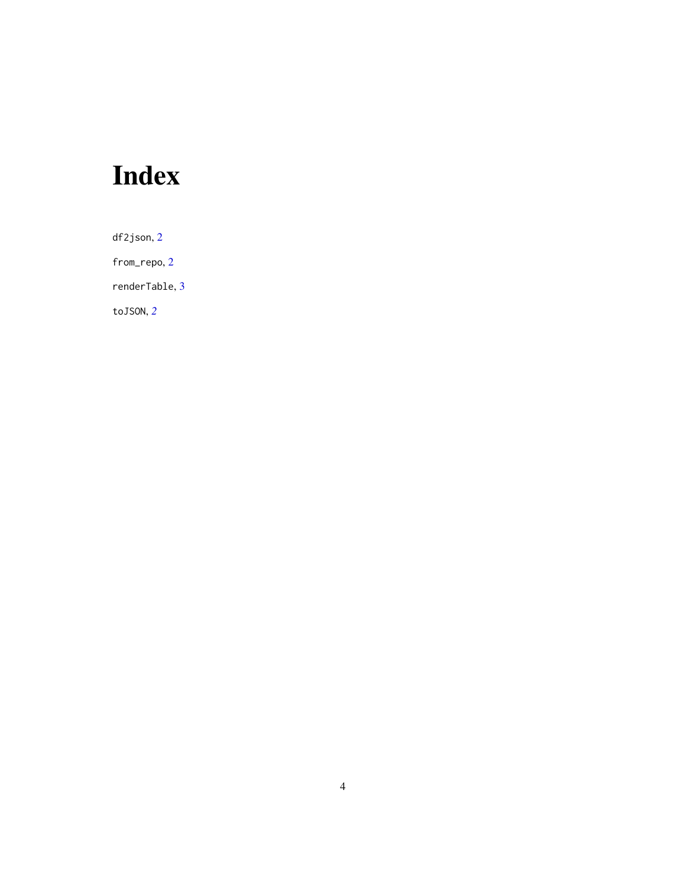# Index

df2json, 2

from_repo, 2

renderTable, 3

toJSON, *2*